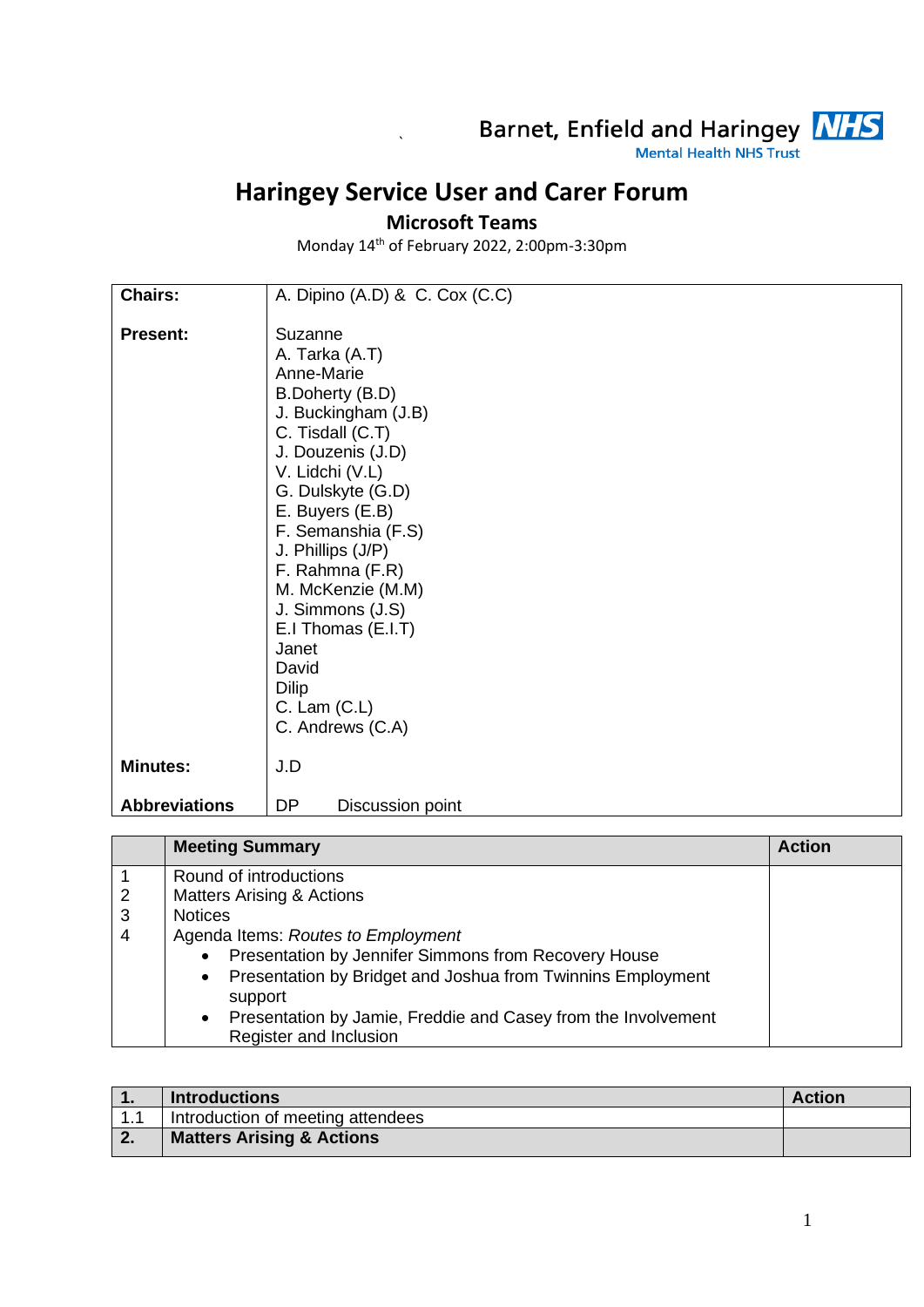Barnet, Enfield and Haringey **NHS**
Mental Health NHS Trust

# Haringey Service User and Carer Forum

## Microsoft Teams

Monday 14th of February 2022, 2:00pm-3:30pm

| | |
|---|---|
| **Chairs:** | A. Dipino (A.D) & C. Cox (C.C) |
| **Present:** | Suzanne<br>A. Tarka (A.T)<br>Anne-Marie<br>B.Doherty (B.D)<br>J. Buckingham (J.B)<br>C. Tisdall (C.T)<br>J. Douzenis (J.D)<br>V. Lidchi (V.L)<br>G. Dulskyte (G.D)<br>E. Buyers (E.B)<br>F. Semanshia (F.S)<br>J. Phillips (J/P)<br>F. Rahmna (F.R)<br>M. McKenzie (M.M)<br>J. Simmons (J.S)<br>E.I Thomas (E.I.T)<br>Janet<br>David<br>Dilip<br>C. Lam (C.L)<br>C. Andrews (C.A) |
| **Minutes:** | J.D |
| **Abbreviations** | DP Discussion point |

| | Meeting Summary | Action |
|---|---|---|
| 1<br>2<br>3<br>4 | Round of introductions<br>Matters Arising & Actions<br>Notices<br>Agenda Items: *Routes to Employment*<br>• Presentation by Jennifer Simmons from Recovery House<br>• Presentation by Bridget and Joshua from Twinnins Employment support<br>• Presentation by Jamie, Freddie and Casey from the Involvement Register and Inclusion | |

| **1.** | **Introductions** | **Action** |
|---|---|---|
| 1.1 | Introduction of meeting attendees | |
| **2.** | **Matters Arising & Actions** | |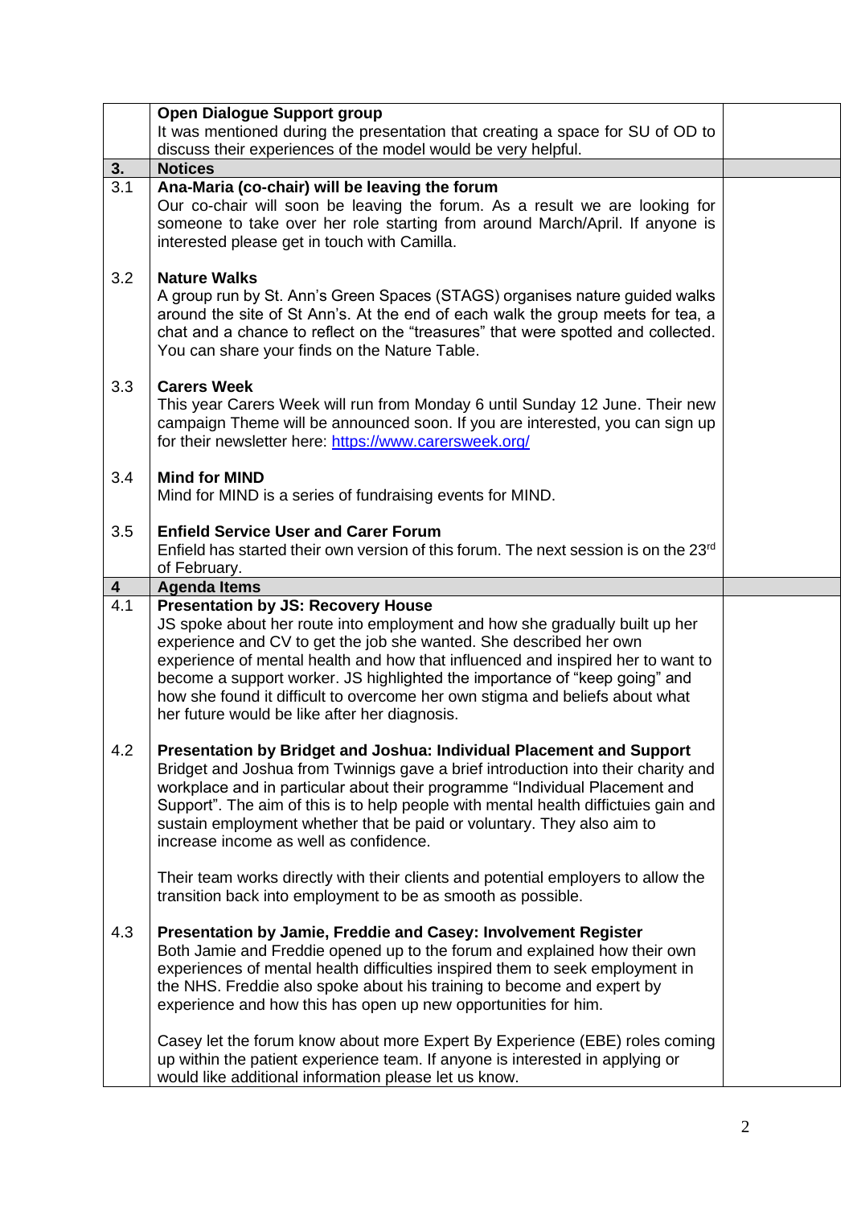| | | |
|---|---|---|
| | **Open Dialogue Support group**<br>It was mentioned during the presentation that creating a space for SU of OD to discuss their experiences of the model would be very helpful. | |
| **3.** | **Notices** | |
| 3.1<br><br><br><br>3.2<br><br><br><br><br>3.3<br><br><br><br>3.4<br><br>3.5 | **Ana-Maria (co-chair) will be leaving the forum**<br>Our co-chair will soon be leaving the forum. As a result we are looking for someone to take over her role starting from around March/April. If anyone is interested please get in touch with Camilla.<br><br>**Nature Walks**<br>A group run by St. Ann's Green Spaces (STAGS) organises nature guided walks around the site of St Ann's. At the end of each walk the group meets for tea, a chat and a chance to reflect on the "treasures" that were spotted and collected. You can share your finds on the Nature Table.<br><br>**Carers Week**<br>This year Carers Week will run from Monday 6 until Sunday 12 June. Their new campaign Theme will be announced soon. If you are interested, you can sign up for their newsletter here: [https://www.carersweek.org/](https://www.carersweek.org/)<br><br>**Mind for MIND**<br>Mind for MIND is a series of fundraising events for MIND.<br><br>**Enfield Service User and Carer Forum**<br>Enfield has started their own version of this forum. The next session is on the 23rd of February. | |
| **4** | **Agenda Items** | |
| 4.1<br><br><br><br><br><br><br>4.2<br><br><br><br><br><br><br><br><br>4.3 | **Presentation by JS: Recovery House**<br>JS spoke about her route into employment and how she gradually built up her experience and CV to get the job she wanted. She described her own experience of mental health and how that influenced and inspired her to want to become a support worker. JS highlighted the importance of "keep going" and how she found it difficult to overcome her own stigma and beliefs about what her future would be like after her diagnosis.<br><br>**Presentation by Bridget and Joshua: Individual Placement and Support**<br>Bridget and Joshua from Twinnigs gave a brief introduction into their charity and workplace and in particular about their programme "Individual Placement and Support". The aim of this is to help people with mental health diffictuies gain and sustain employment whether that be paid or voluntary. They also aim to increase income as well as confidence.<br><br>Their team works directly with their clients and potential employers to allow the transition back into employment to be as smooth as possible.<br><br>**Presentation by Jamie, Freddie and Casey: Involvement Register**<br>Both Jamie and Freddie opened up to the forum and explained how their own experiences of mental health difficulties inspired them to seek employment in the NHS. Freddie also spoke about his training to become and expert by experience and how this has open up new opportunities for him.<br><br>Casey let the forum know about more Expert By Experience (EBE) roles coming up within the patient experience team. If anyone is interested in applying or would like additional information please let us know. | |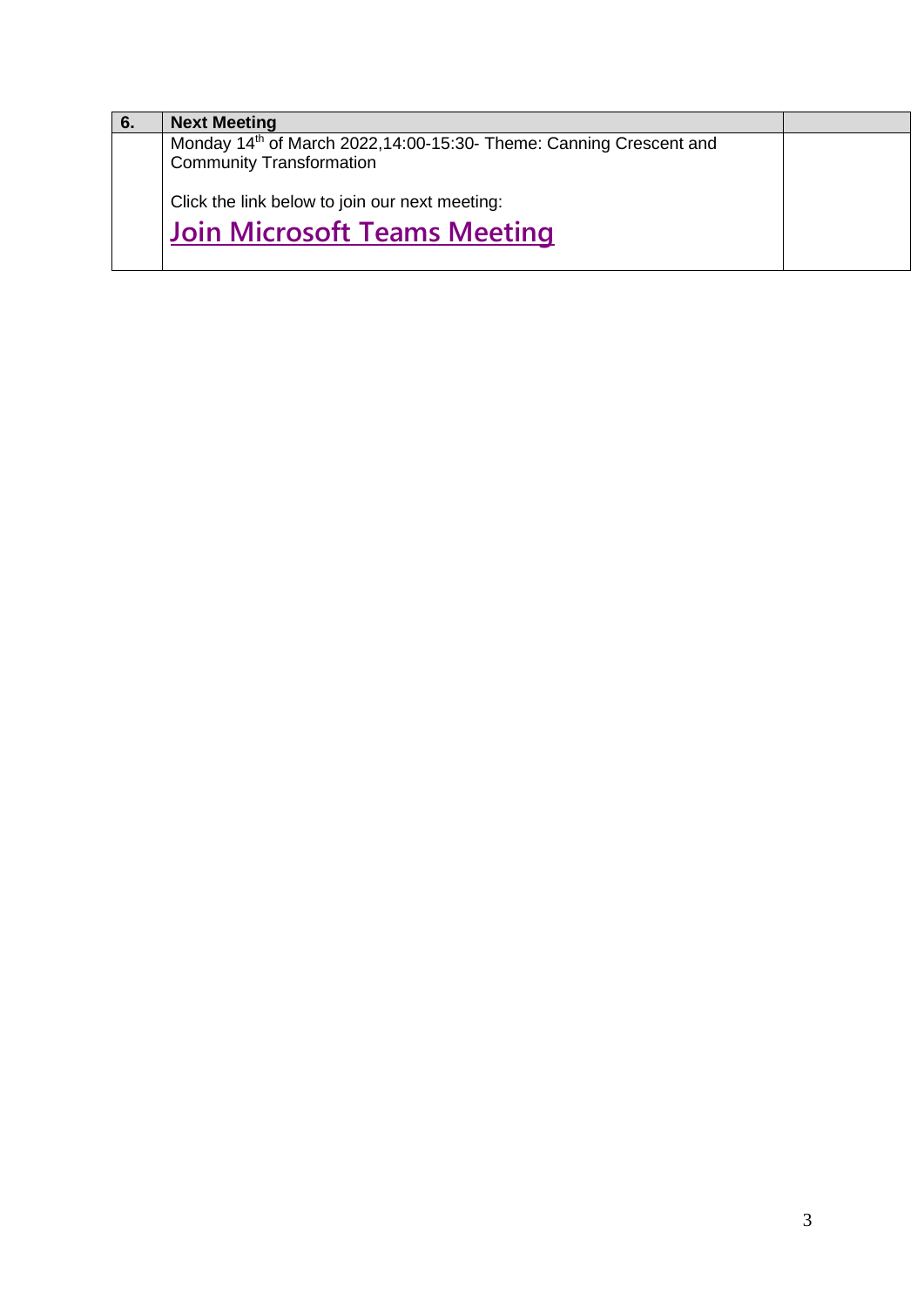| 6. | **Next Meeting** | |
|---|---|---|
| | Monday 14th of March 2022,14:00-15:30- Theme: Canning Crescent and Community Transformation<br><br>Click the link below to join our next meeting:<br>**Join Microsoft Teams Meeting** | |